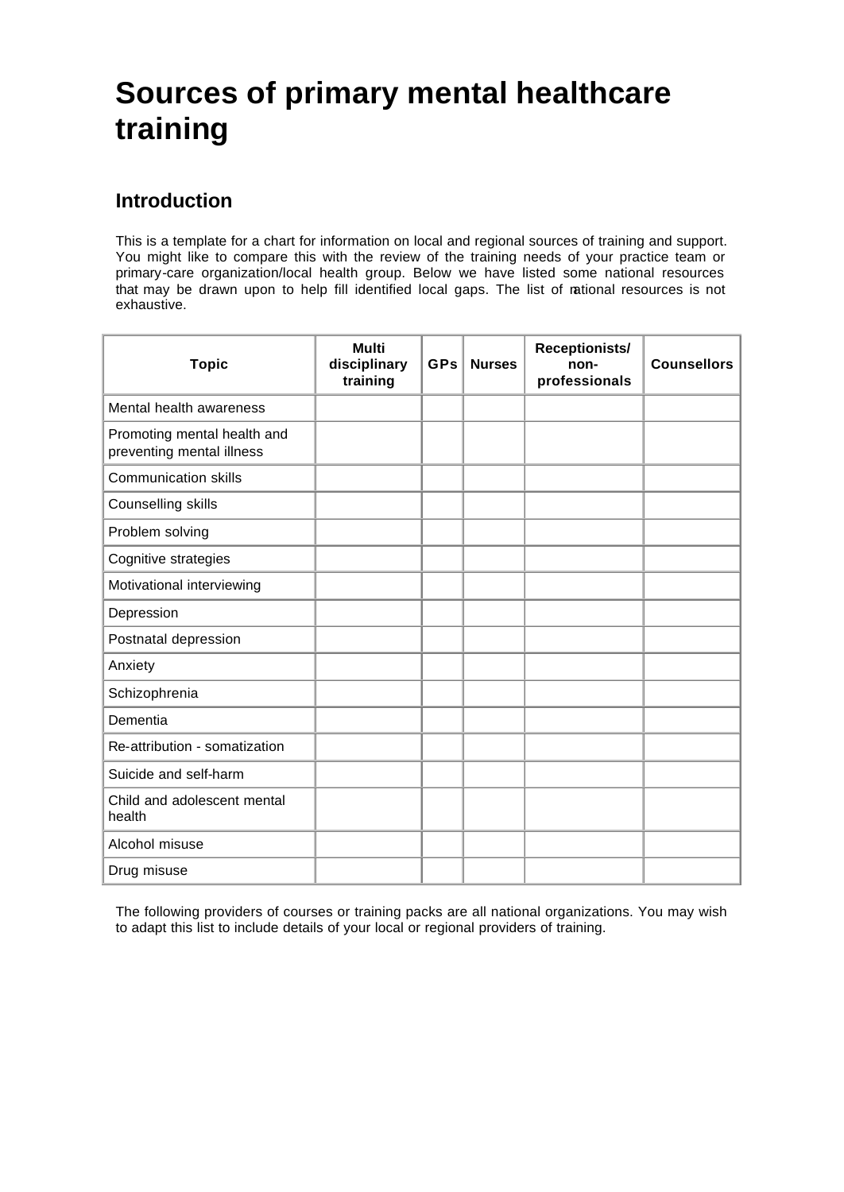# Sources of primary mental healthcare training

## Introduction

This is a template for a chart for information on local and regional sources of training and support. You might like to compare this with the review of the training needs of your practice team or primary-care organization/local health group. Below we have listed some national resources that may be drawn upon to help fill identified local gaps. The list of national resources is not exhaustive.

| Topic | Multi disciplinary training | GPs | Nurses | Receptionists/ non-professionals | Counsellors |
|---|---|---|---|---|---|
| Mental health awareness | | | | | |
| Promoting mental health and preventing mental illness | | | | | |
| Communication skills | | | | | |
| Counselling skills | | | | | |
| Problem solving | | | | | |
| Cognitive strategies | | | | | |
| Motivational interviewing | | | | | |
| Depression | | | | | |
| Postnatal depression | | | | | |
| Anxiety | | | | | |
| Schizophrenia | | | | | |
| Dementia | | | | | |
| Re-attribution - somatization | | | | | |
| Suicide and self-harm | | | | | |
| Child and adolescent mental health | | | | | |
| Alcohol misuse | | | | | |
| Drug misuse | | | | | |

The following providers of courses or training packs are all national organizations. You may wish to adapt this list to include details of your local or regional providers of training.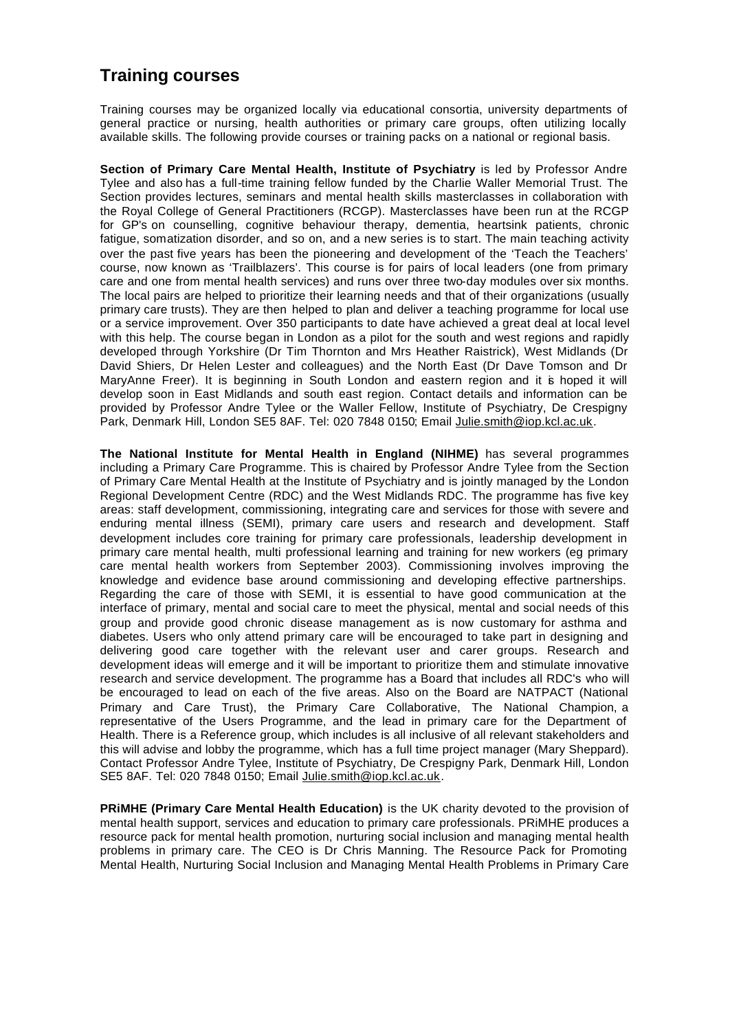## Training courses

Training courses may be organized locally via educational consortia, university departments of general practice or nursing, health authorities or primary care groups, often utilizing locally available skills. The following provide courses or training packs on a national or regional basis.

**Section of Primary Care Mental Health, Institute of Psychiatry** is led by Professor Andre Tylee and also has a full-time training fellow funded by the Charlie Waller Memorial Trust. The Section provides lectures, seminars and mental health skills masterclasses in collaboration with the Royal College of General Practitioners (RCGP). Masterclasses have been run at the RCGP for GP's on counselling, cognitive behaviour therapy, dementia, heartsink patients, chronic fatigue, somatization disorder, and so on, and a new series is to start. The main teaching activity over the past five years has been the pioneering and development of the 'Teach the Teachers' course, now known as 'Trailblazers'. This course is for pairs of local leaders (one from primary care and one from mental health services) and runs over three two-day modules over six months. The local pairs are helped to prioritize their learning needs and that of their organizations (usually primary care trusts). They are then helped to plan and deliver a teaching programme for local use or a service improvement. Over 350 participants to date have achieved a great deal at local level with this help. The course began in London as a pilot for the south and west regions and rapidly developed through Yorkshire (Dr Tim Thornton and Mrs Heather Raistrick), West Midlands (Dr David Shiers, Dr Helen Lester and colleagues) and the North East (Dr Dave Tomson and Dr MaryAnne Freer). It is beginning in South London and eastern region and it is hoped it will develop soon in East Midlands and south east region. Contact details and information can be provided by Professor Andre Tylee or the Waller Fellow, Institute of Psychiatry, De Crespigny Park, Denmark Hill, London SE5 8AF. Tel: 020 7848 0150; Email Julie.smith@iop.kcl.ac.uk.

**The National Institute for Mental Health in England (NIHME)** has several programmes including a Primary Care Programme. This is chaired by Professor Andre Tylee from the Section of Primary Care Mental Health at the Institute of Psychiatry and is jointly managed by the London Regional Development Centre (RDC) and the West Midlands RDC. The programme has five key areas: staff development, commissioning, integrating care and services for those with severe and enduring mental illness (SEMI), primary care users and research and development. Staff development includes core training for primary care professionals, leadership development in primary care mental health, multi professional learning and training for new workers (eg primary care mental health workers from September 2003). Commissioning involves improving the knowledge and evidence base around commissioning and developing effective partnerships. Regarding the care of those with SEMI, it is essential to have good communication at the interface of primary, mental and social care to meet the physical, mental and social needs of this group and provide good chronic disease management as is now customary for asthma and diabetes. Users who only attend primary care will be encouraged to take part in designing and delivering good care together with the relevant user and carer groups. Research and development ideas will emerge and it will be important to prioritize them and stimulate innovative research and service development. The programme has a Board that includes all RDC's who will be encouraged to lead on each of the five areas. Also on the Board are NATPACT (National Primary and Care Trust), the Primary Care Collaborative, The National Champion, a representative of the Users Programme, and the lead in primary care for the Department of Health. There is a Reference group, which includes is all inclusive of all relevant stakeholders and this will advise and lobby the programme, which has a full time project manager (Mary Sheppard). Contact Professor Andre Tylee, Institute of Psychiatry, De Crespigny Park, Denmark Hill, London SE5 8AF. Tel: 020 7848 0150; Email Julie.smith@iop.kcl.ac.uk.

**PRiMHE (Primary Care Mental Health Education)** is the UK charity devoted to the provision of mental health support, services and education to primary care professionals. PRiMHE produces a resource pack for mental health promotion, nurturing social inclusion and managing mental health problems in primary care. The CEO is Dr Chris Manning. The Resource Pack for Promoting Mental Health, Nurturing Social Inclusion and Managing Mental Health Problems in Primary Care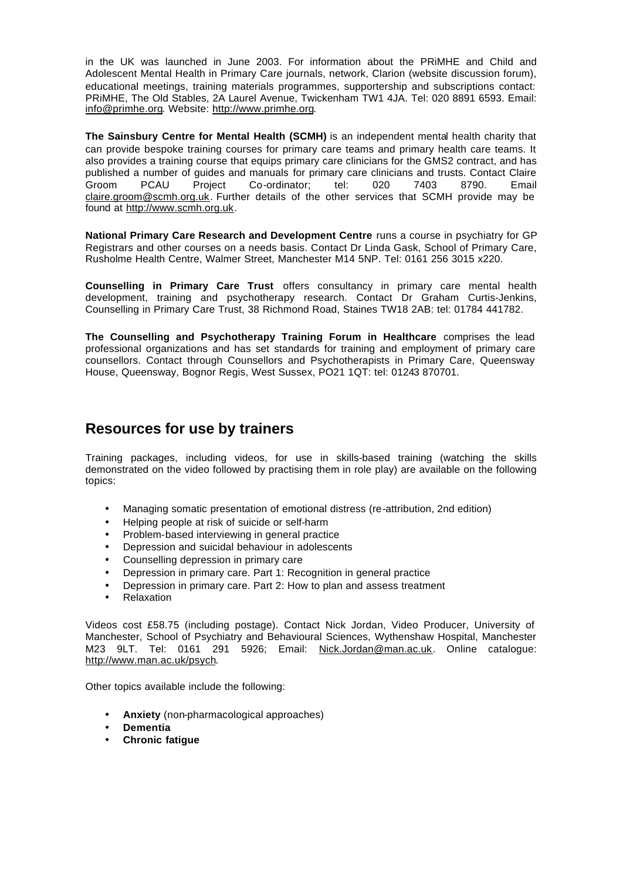in the UK was launched in June 2003. For information about the PRiMHE and Child and Adolescent Mental Health in Primary Care journals, network, Clarion (website discussion forum), educational meetings, training materials programmes, supportership and subscriptions contact: PRiMHE, The Old Stables, 2A Laurel Avenue, Twickenham TW1 4JA. Tel: 020 8891 6593. Email: info@primhe.org. Website: http://www.primhe.org.

**The Sainsbury Centre for Mental Health (SCMH)** is an independent mental health charity that can provide bespoke training courses for primary care teams and primary health care teams. It also provides a training course that equips primary care clinicians for the GMS2 contract, and has published a number of guides and manuals for primary care clinicians and trusts. Contact Claire Groom PCAU Project Co-ordinator; tel: 020 7403 8790. Email claire.groom@scmh.org.uk. Further details of the other services that SCMH provide may be found at http://www.scmh.org.uk.

**National Primary Care Research and Development Centre** runs a course in psychiatry for GP Registrars and other courses on a needs basis. Contact Dr Linda Gask, School of Primary Care, Rusholme Health Centre, Walmer Street, Manchester M14 5NP. Tel: 0161 256 3015 x220.

**Counselling in Primary Care Trust** offers consultancy in primary care mental health development, training and psychotherapy research. Contact Dr Graham Curtis-Jenkins, Counselling in Primary Care Trust, 38 Richmond Road, Staines TW18 2AB: tel: 01784 441782.

**The Counselling and Psychotherapy Training Forum in Healthcare** comprises the lead professional organizations and has set standards for training and employment of primary care counsellors. Contact through Counsellors and Psychotherapists in Primary Care, Queensway House, Queensway, Bognor Regis, West Sussex, PO21 1QT: tel: 01243 870701.

## Resources for use by trainers

Training packages, including videos, for use in skills-based training (watching the skills demonstrated on the video followed by practising them in role play) are available on the following topics:

- Managing somatic presentation of emotional distress (re-attribution, 2nd edition)
- Helping people at risk of suicide or self-harm
- Problem-based interviewing in general practice
- Depression and suicidal behaviour in adolescents
- Counselling depression in primary care
- Depression in primary care. Part 1: Recognition in general practice
- Depression in primary care. Part 2: How to plan and assess treatment
- Relaxation

Videos cost £58.75 (including postage). Contact Nick Jordan, Video Producer, University of Manchester, School of Psychiatry and Behavioural Sciences, Wythenshaw Hospital, Manchester M23 9LT. Tel: 0161 291 5926; Email: Nick.Jordan@man.ac.uk. Online catalogue: http://www.man.ac.uk/psych.

Other topics available include the following:

- **Anxiety** (non-pharmacological approaches)
- **Dementia**
- **Chronic fatigue**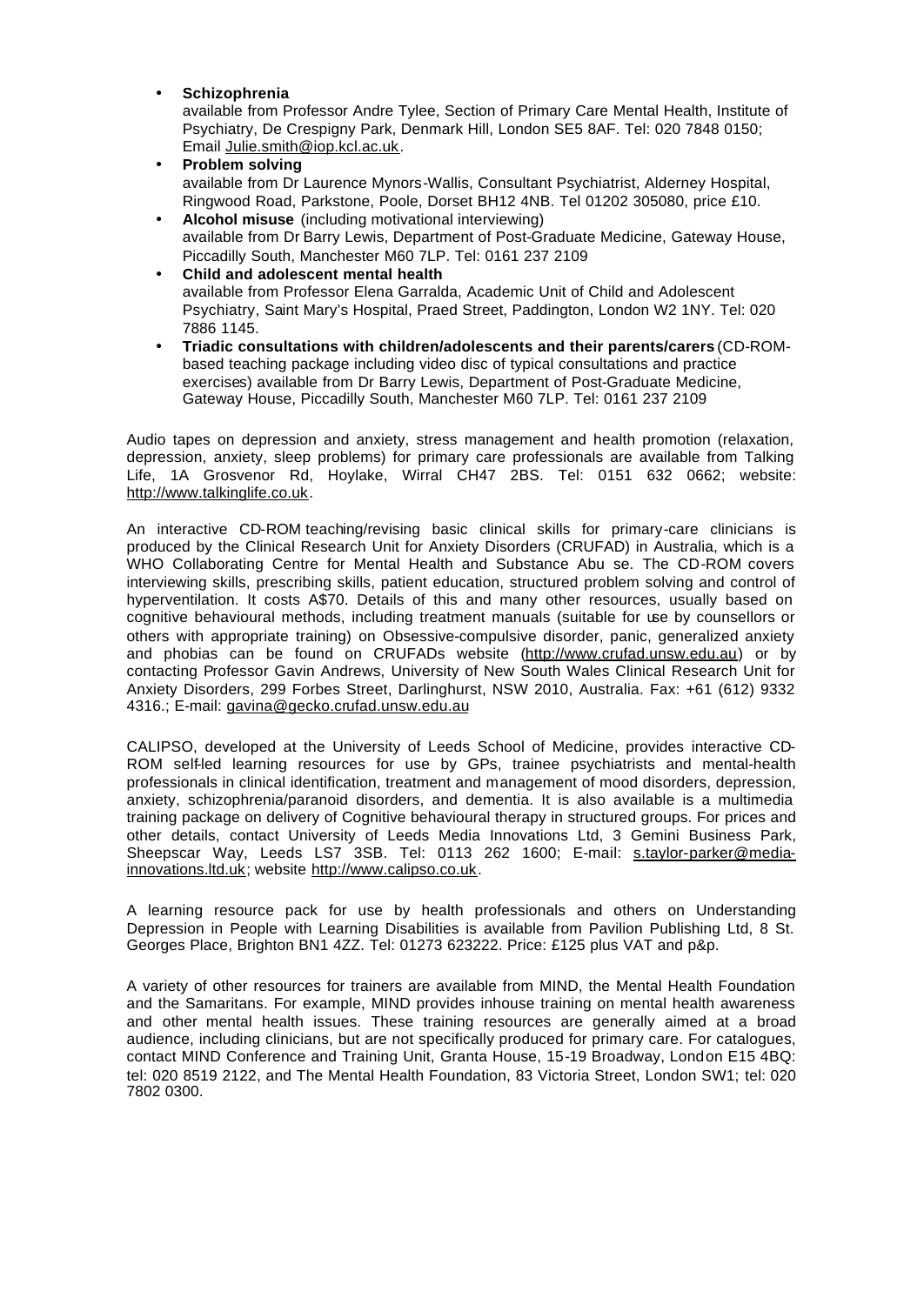- **Schizophrenia**
  available from Professor Andre Tylee, Section of Primary Care Mental Health, Institute of Psychiatry, De Crespigny Park, Denmark Hill, London SE5 8AF. Tel: 020 7848 0150; Email Julie.smith@iop.kcl.ac.uk.
- **Problem solving**
  available from Dr Laurence Mynors-Wallis, Consultant Psychiatrist, Alderney Hospital, Ringwood Road, Parkstone, Poole, Dorset BH12 4NB. Tel 01202 305080, price £10.
- **Alcohol misuse** (including motivational interviewing)
  available from Dr Barry Lewis, Department of Post-Graduate Medicine, Gateway House, Piccadilly South, Manchester M60 7LP. Tel: 0161 237 2109
- **Child and adolescent mental health**
  available from Professor Elena Garralda, Academic Unit of Child and Adolescent Psychiatry, Saint Mary's Hospital, Praed Street, Paddington, London W2 1NY. Tel: 020 7886 1145.
- **Triadic consultations with children/adolescents and their parents/carers** (CD-ROM-based teaching package including video disc of typical consultations and practice exercises) available from Dr Barry Lewis, Department of Post-Graduate Medicine, Gateway House, Piccadilly South, Manchester M60 7LP. Tel: 0161 237 2109

Audio tapes on depression and anxiety, stress management and health promotion (relaxation, depression, anxiety, sleep problems) for primary care professionals are available from Talking Life, 1A Grosvenor Rd, Hoylake, Wirral CH47 2BS. Tel: 0151 632 0662; website: http://www.talkinglife.co.uk.

An interactive CD-ROM teaching/revising basic clinical skills for primary-care clinicians is produced by the Clinical Research Unit for Anxiety Disorders (CRUFAD) in Australia, which is a WHO Collaborating Centre for Mental Health and Substance Abu se. The CD-ROM covers interviewing skills, prescribing skills, patient education, structured problem solving and control of hyperventilation. It costs A$70. Details of this and many other resources, usually based on cognitive behavioural methods, including treatment manuals (suitable for use by counsellors or others with appropriate training) on Obsessive-compulsive disorder, panic, generalized anxiety and phobias can be found on CRUFADs website (http://www.crufad.unsw.edu.au) or by contacting Professor Gavin Andrews, University of New South Wales Clinical Research Unit for Anxiety Disorders, 299 Forbes Street, Darlinghurst, NSW 2010, Australia. Fax: +61 (612) 9332 4316.; E-mail: gavina@gecko.crufad.unsw.edu.au

CALIPSO, developed at the University of Leeds School of Medicine, provides interactive CD-ROM self-led learning resources for use by GPs, trainee psychiatrists and mental-health professionals in clinical identification, treatment and management of mood disorders, depression, anxiety, schizophrenia/paranoid disorders, and dementia. It is also available is a multimedia training package on delivery of Cognitive behavioural therapy in structured groups. For prices and other details, contact University of Leeds Media Innovations Ltd, 3 Gemini Business Park, Sheepscar Way, Leeds LS7 3SB. Tel: 0113 262 1600; E-mail: s.taylor-parker@media-innovations.ltd.uk; website http://www.calipso.co.uk.

A learning resource pack for use by health professionals and others on Understanding Depression in People with Learning Disabilities is available from Pavilion Publishing Ltd, 8 St. Georges Place, Brighton BN1 4ZZ. Tel: 01273 623222. Price: £125 plus VAT and p&p.

A variety of other resources for trainers are available from MIND, the Mental Health Foundation and the Samaritans. For example, MIND provides inhouse training on mental health awareness and other mental health issues. These training resources are generally aimed at a broad audience, including clinicians, but are not specifically produced for primary care. For catalogues, contact MIND Conference and Training Unit, Granta House, 15-19 Broadway, London E15 4BQ: tel: 020 8519 2122, and The Mental Health Foundation, 83 Victoria Street, London SW1; tel: 020 7802 0300.